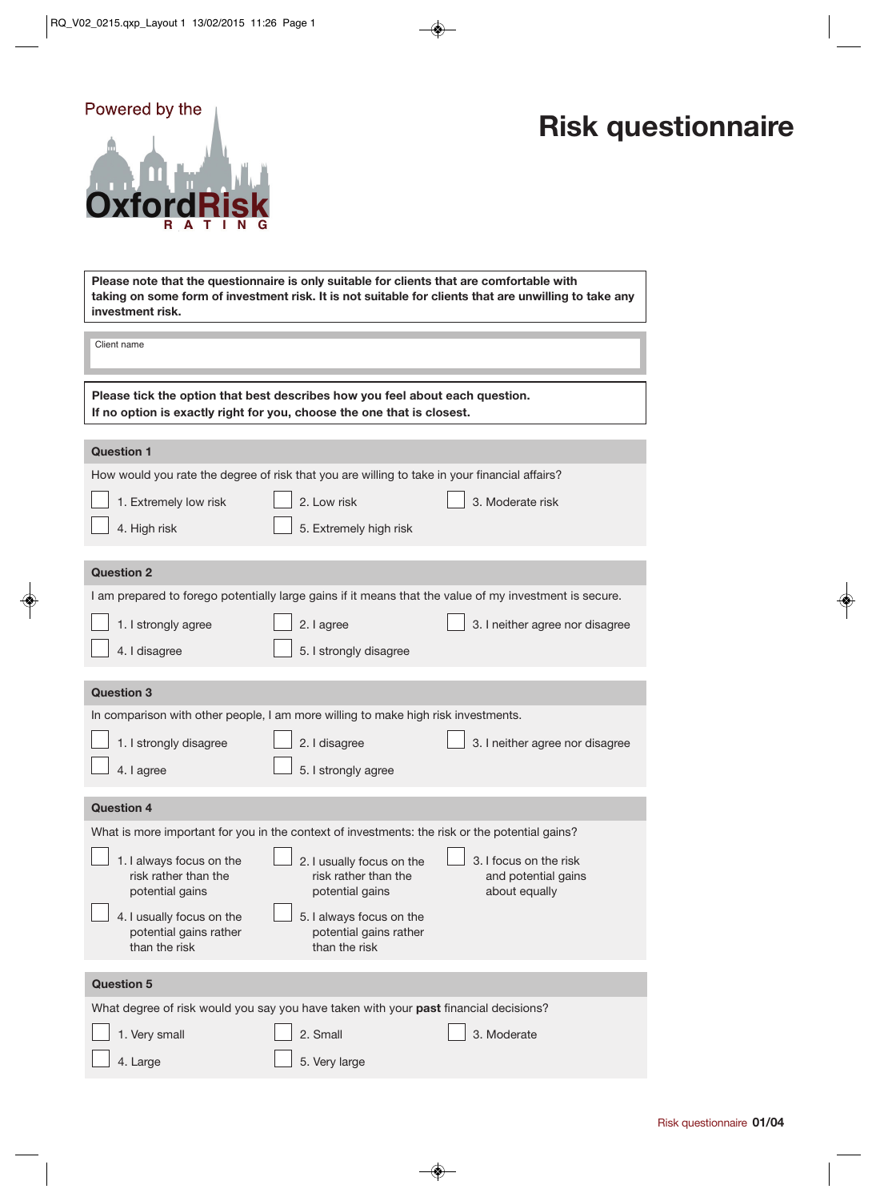Powered by the Oxford Risk RATING

# Risk questionnaire

**Please note that the questionnaire is only suitable for clients that are comfortable with taking on some form of investment risk. It is not suitable for clients that are unwilling to take any investment risk.**

Client name

**Please tick the option that best describes how you feel about each question.**
**If no option is exactly right for you, choose the one that is closest.**

## Question 1

How would you rate the degree of risk that you are willing to take in your financial affairs?

- [ ] 1. Extremely low risk
- [ ] 2. Low risk
- [ ] 3. Moderate risk
- [ ] 4. High risk
- [ ] 5. Extremely high risk

## Question 2

I am prepared to forego potentially large gains if it means that the value of my investment is secure.

- [ ] 1. I strongly agree
- [ ] 2. I agree
- [ ] 3. I neither agree nor disagree
- [ ] 4. I disagree
- [ ] 5. I strongly disagree

## Question 3

In comparison with other people, I am more willing to make high risk investments.

- [ ] 1. I strongly disagree
- [ ] 2. I disagree
- [ ] 3. I neither agree nor disagree
- [ ] 4. I agree
- [ ] 5. I strongly agree

## Question 4

What is more important for you in the context of investments: the risk or the potential gains?

- [ ] 1. I always focus on the risk rather than the potential gains
- [ ] 2. I usually focus on the risk rather than the potential gains
- [ ] 3. I focus on the risk and potential gains about equally
- [ ] 4. I usually focus on the potential gains rather than the risk
- [ ] 5. I always focus on the potential gains rather than the risk

## Question 5

What degree of risk would you say you have taken with your **past** financial decisions?

- [ ] 1. Very small
- [ ] 2. Small
- [ ] 3. Moderate
- [ ] 4. Large
- [ ] 5. Very large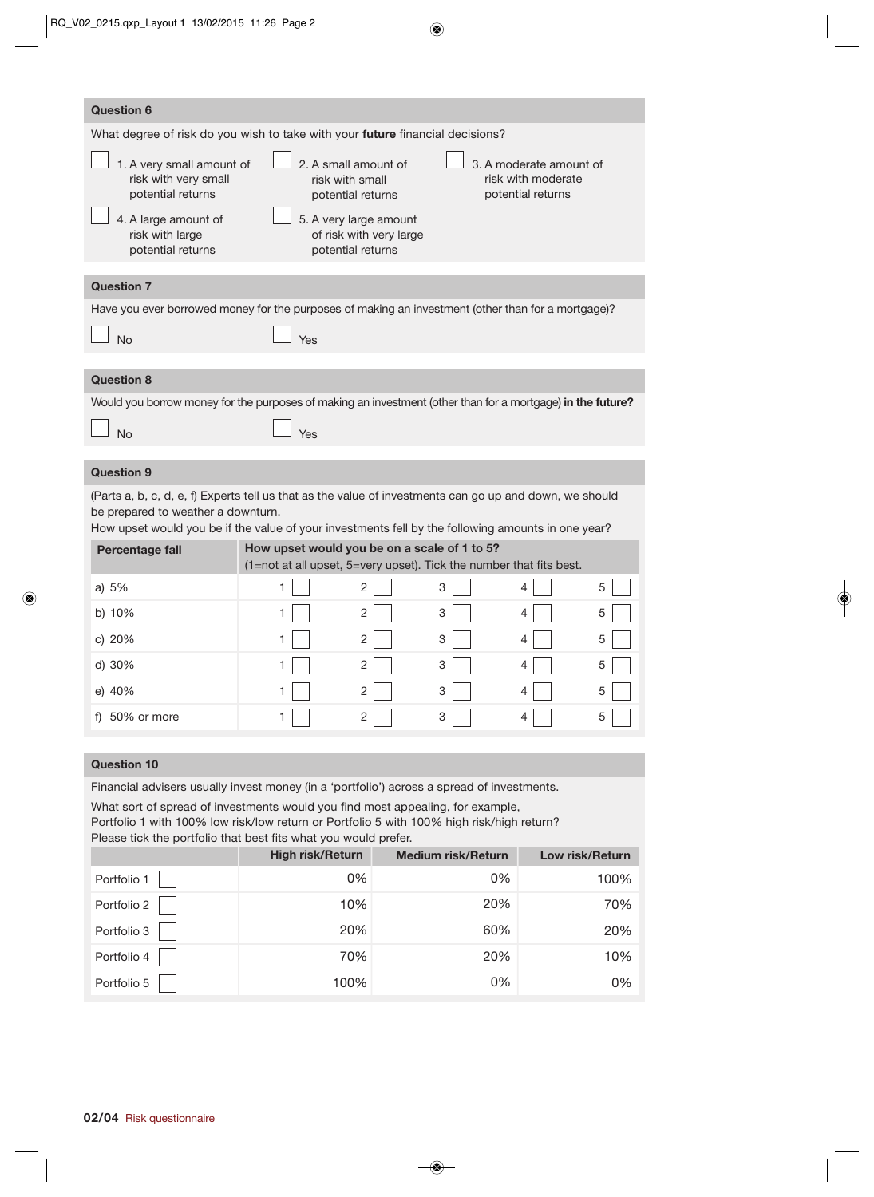### Question 6

What degree of risk do you wish to take with your **future** financial decisions?

- ☐ 1. A very small amount of risk with very small potential returns
- ☐ 2. A small amount of risk with small potential returns
- ☐ 3. A moderate amount of risk with moderate potential returns
- ☐ 4. A large amount of risk with large potential returns
- ☐ 5. A very large amount of risk with very large potential returns

### Question 7

Have you ever borrowed money for the purposes of making an investment (other than for a mortgage)?

- ☐ No
- ☐ Yes

### Question 8

Would you borrow money for the purposes of making an investment (other than for a mortgage) **in the future?**

- ☐ No
- ☐ Yes

### Question 9

(Parts a, b, c, d, e, f) Experts tell us that as the value of investments can go up and down, we should be prepared to weather a downturn.

How upset would you be if the value of your investments fell by the following amounts in one year?

| Percentage fall | How upset would you be on a scale of 1 to 5? (1=not at all upset, 5=very upset). Tick the number that fits best. | | | | |
|---|---|---|---|---|---|
| a) 5% | 1 ☐ | 2 ☐ | 3 ☐ | 4 ☐ | 5 ☐ |
| b) 10% | 1 ☐ | 2 ☐ | 3 ☐ | 4 ☐ | 5 ☐ |
| c) 20% | 1 ☐ | 2 ☐ | 3 ☐ | 4 ☐ | 5 ☐ |
| d) 30% | 1 ☐ | 2 ☐ | 3 ☐ | 4 ☐ | 5 ☐ |
| e) 40% | 1 ☐ | 2 ☐ | 3 ☐ | 4 ☐ | 5 ☐ |
| f) 50% or more | 1 ☐ | 2 ☐ | 3 ☐ | 4 ☐ | 5 ☐ |

### Question 10

Financial advisers usually invest money (in a 'portfolio') across a spread of investments.

What sort of spread of investments would you find most appealing, for example, Portfolio 1 with 100% low risk/low return or Portfolio 5 with 100% high risk/high return? Please tick the portfolio that best fits what you would prefer.

| | High risk/Return | Medium risk/Return | Low risk/Return |
|---|---|---|---|
| Portfolio 1 ☐ | 0% | 0% | 100% |
| Portfolio 2 ☐ | 10% | 20% | 70% |
| Portfolio 3 ☐ | 20% | 60% | 20% |
| Portfolio 4 ☐ | 70% | 20% | 10% |
| Portfolio 5 ☐ | 100% | 0% | 0% |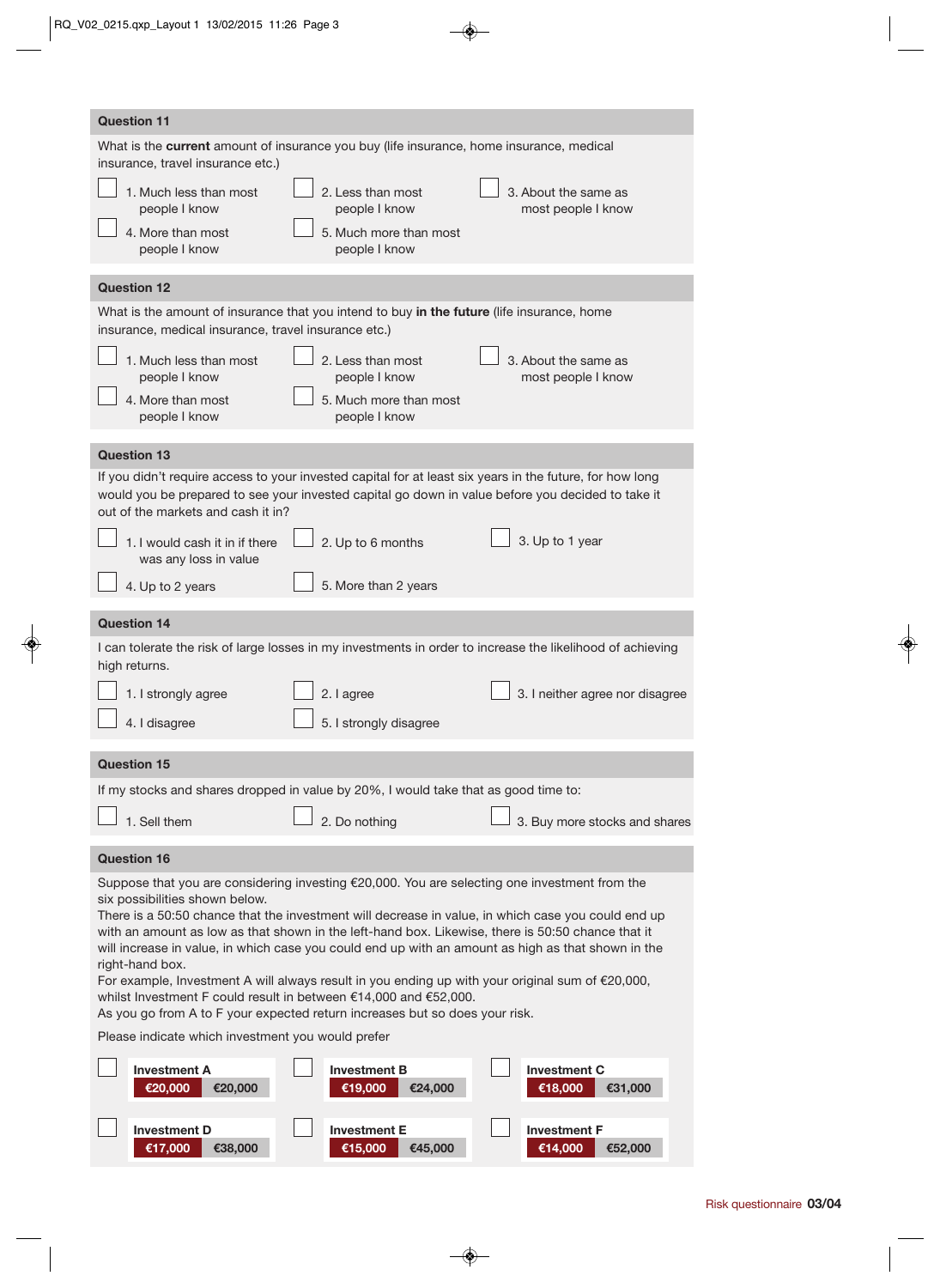## Question 11

What is the **current** amount of insurance you buy (life insurance, home insurance, medical insurance, travel insurance etc.)

- ☐ 1. Much less than most people I know
- ☐ 2. Less than most people I know
- ☐ 3. About the same as most people I know
- ☐ 4. More than most people I know
- ☐ 5. Much more than most people I know

## Question 12

What is the amount of insurance that you intend to buy **in the future** (life insurance, home insurance, medical insurance, travel insurance etc.)

- ☐ 1. Much less than most people I know
- ☐ 2. Less than most people I know
- ☐ 3. About the same as most people I know
- ☐ 4. More than most people I know
- ☐ 5. Much more than most people I know

## Question 13

If you didn't require access to your invested capital for at least six years in the future, for how long would you be prepared to see your invested capital go down in value before you decided to take it out of the markets and cash it in?

- ☐ 1. I would cash it in if there was any loss in value
- ☐ 2. Up to 6 months
- ☐ 3. Up to 1 year
- ☐ 4. Up to 2 years
- ☐ 5. More than 2 years

## Question 14

I can tolerate the risk of large losses in my investments in order to increase the likelihood of achieving high returns.

- ☐ 1. I strongly agree
- ☐ 2. I agree
- ☐ 3. I neither agree nor disagree
- ☐ 4. I disagree
- ☐ 5. I strongly disagree

## Question 15

If my stocks and shares dropped in value by 20%, I would take that as good time to:

- ☐ 1. Sell them
- ☐ 2. Do nothing
- ☐ 3. Buy more stocks and shares

## Question 16

Suppose that you are considering investing €20,000. You are selecting one investment from the six possibilities shown below.

There is a 50:50 chance that the investment will decrease in value, in which case you could end up with an amount as low as that shown in the left-hand box. Likewise, there is 50:50 chance that it will increase in value, in which case you could end up with an amount as high as that shown in the right-hand box.

For example, Investment A will always result in you ending up with your original sum of €20,000, whilst Investment F could result in between €14,000 and €52,000.

As you go from A to F your expected return increases but so does your risk.

Please indicate which investment you would prefer

| | Investment | Low | High |
|---|---|---|---|
| ☐ | Investment A | €20,000 | €20,000 |
| ☐ | Investment B | €19,000 | €24,000 |
| ☐ | Investment C | €18,000 | €31,000 |
| ☐ | Investment D | €17,000 | €38,000 |
| ☐ | Investment E | €15,000 | €45,000 |
| ☐ | Investment F | €14,000 | €52,000 |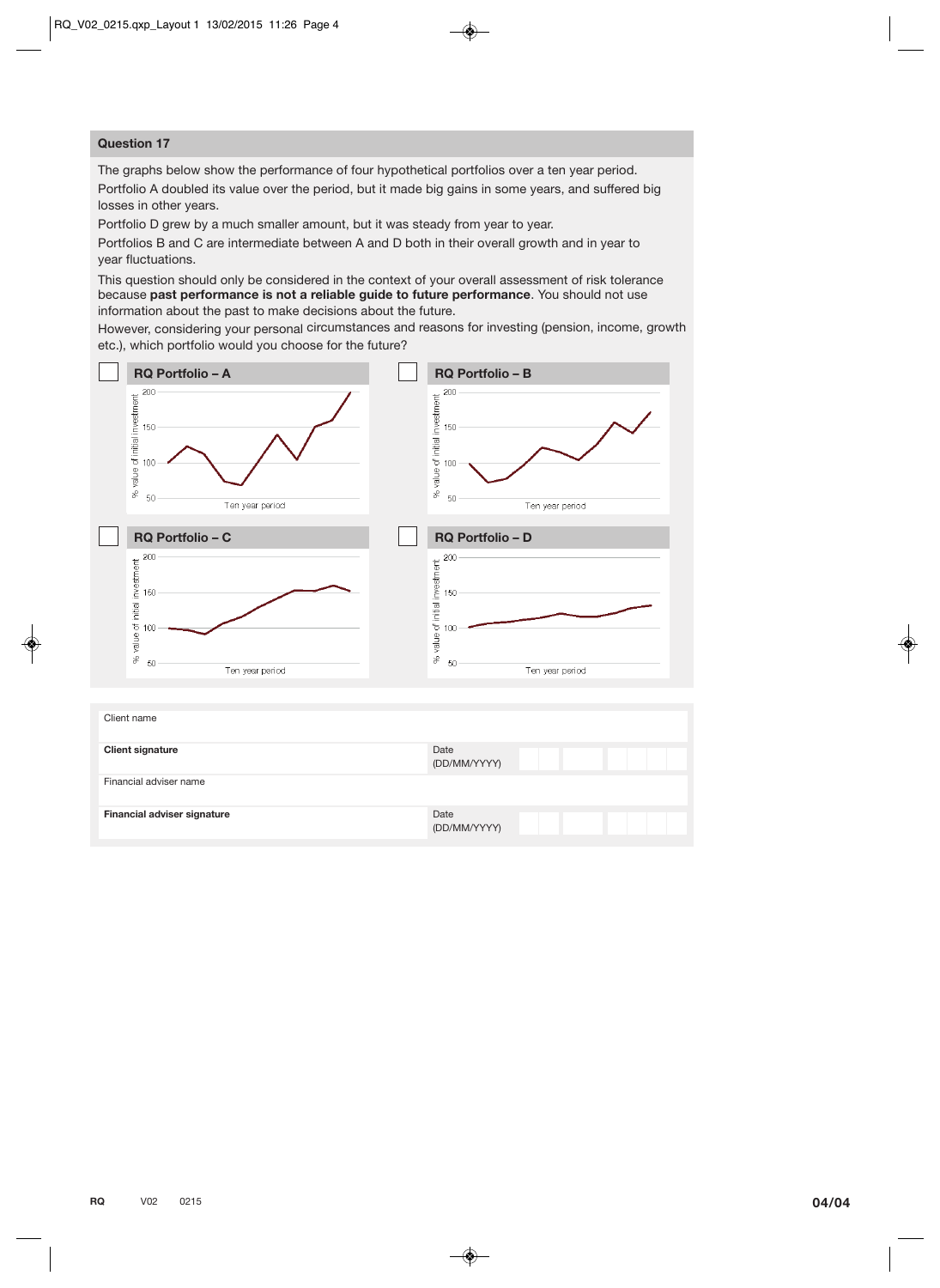## Question 17

The graphs below show the performance of four hypothetical portfolios over a ten year period.

Portfolio A doubled its value over the period, but it made big gains in some years, and suffered big losses in other years.

Portfolio D grew by a much smaller amount, but it was steady from year to year.

Portfolios B and C are intermediate between A and D both in their overall growth and in year to year fluctuations.

This question should only be considered in the context of your overall assessment of risk tolerance because **past performance is not a reliable guide to future performance**. You should not use information about the past to make decisions about the future.

However, considering your personal circumstances and reasons for investing (pension, income, growth etc.), which portfolio would you choose for the future?

☐ **RQ Portfolio – A**

% value of initial investment
200
150
100
50
Ten year period

☐ **RQ Portfolio – B**

% value of initial investment
200
150
100
50
Ten year period

☐ **RQ Portfolio – C**

% value of initial investment
200
150
100
50
Ten year period

☐ **RQ Portfolio – D**

% value of initial investment
200
150
100
50
Ten year period

| | | |
|---|---|---|
| Client name | | |
| **Client signature** | Date (DD/MM/YYYY) | |
| Financial adviser name | | |
| **Financial adviser signature** | Date (DD/MM/YYYY) | |

RQ V02 0215